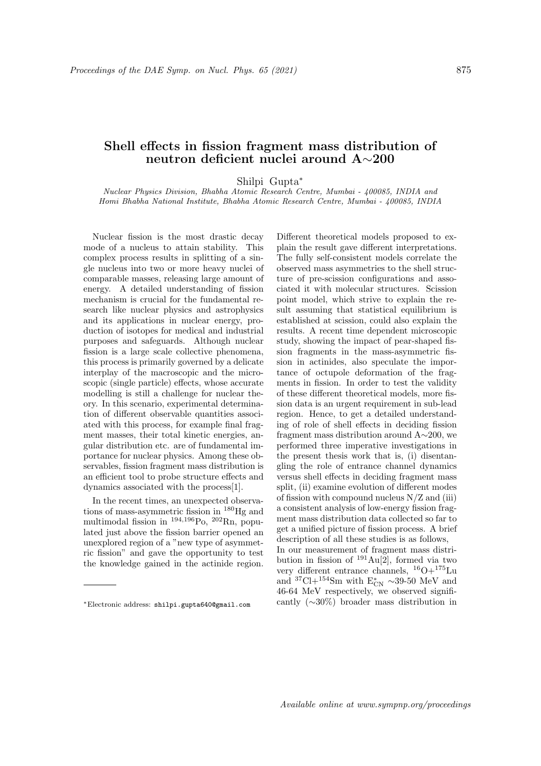# Shell effects in fission fragment mass distribution of neutron deficient nuclei around A∼200

Shilpi Gupta*

*Nuclear Physics Division, Bhabha Atomic Research Centre, Mumbai - 400085, INDIA and Homi Bhabha National Institute, Bhabha Atomic Research Centre, Mumbai - 400085, INDIA*

Nuclear fission is the most drastic decay mode of a nucleus to attain stability. This complex process results in splitting of a single nucleus into two or more heavy nuclei of comparable masses, releasing large amount of energy. A detailed understanding of fission mechanism is crucial for the fundamental research like nuclear physics and astrophysics and its applications in nuclear energy, production of isotopes for medical and industrial purposes and safeguards. Although nuclear fission is a large scale collective phenomena, this process is primarily governed by a delicate interplay of the macroscopic and the microscopic (single particle) effects, whose accurate modelling is still a challenge for nuclear theory. In this scenario, experimental determination of different observable quantities associated with this process, for example final fragment masses, their total kinetic energies, angular distribution etc. are of fundamental importance for nuclear physics. Among these observables, fission fragment mass distribution is an efficient tool to probe structure effects and dynamics associated with the process[1].

In the recent times, an unexpected observations of mass-asymmetric fission in $^{180}$Hg and multimodal fission in $^{194,196}$Po, $^{202}$Rn, populated just above the fission barrier opened an unexplored region of a "new type of asymmetric fission" and gave the opportunity to test the knowledge gained in the actinide region. Different theoretical models proposed to explain the result gave different interpretations. The fully self-consistent models correlate the observed mass asymmetries to the shell structure of pre-scission configurations and associated it with molecular structures. Scission point model, which strive to explain the result assuming that statistical equilibrium is established at scission, could also explain the results. A recent time dependent microscopic study, showing the impact of pear-shaped fission fragments in the mass-asymmetric fission in actinides, also speculate the importance of octupole deformation of the fragments in fission. In order to test the validity of these different theoretical models, more fission data is an urgent requirement in sub-lead region. Hence, to get a detailed understanding of role of shell effects in deciding fission fragment mass distribution around A∼200, we performed three imperative investigations in the present thesis work that is, (i) disentangling the role of entrance channel dynamics versus shell effects in deciding fragment mass split, (ii) examine evolution of different modes of fission with compound nucleus N/Z and (iii) a consistent analysis of low-energy fission fragment mass distribution data collected so far to get a unified picture of fission process. A brief description of all these studies is as follows,

In our measurement of fragment mass distribution in fission of $^{191}$Au[2], formed via two very different entrance channels, $^{16}$O+$^{175}$Lu and $^{37}$Cl+$^{154}$Sm with $E^*_{CN}$ ∼39-50 MeV and 46-64 MeV respectively, we observed significantly (∼30%) broader mass distribution in

*Electronic address: shilpi.gupta640@gmail.com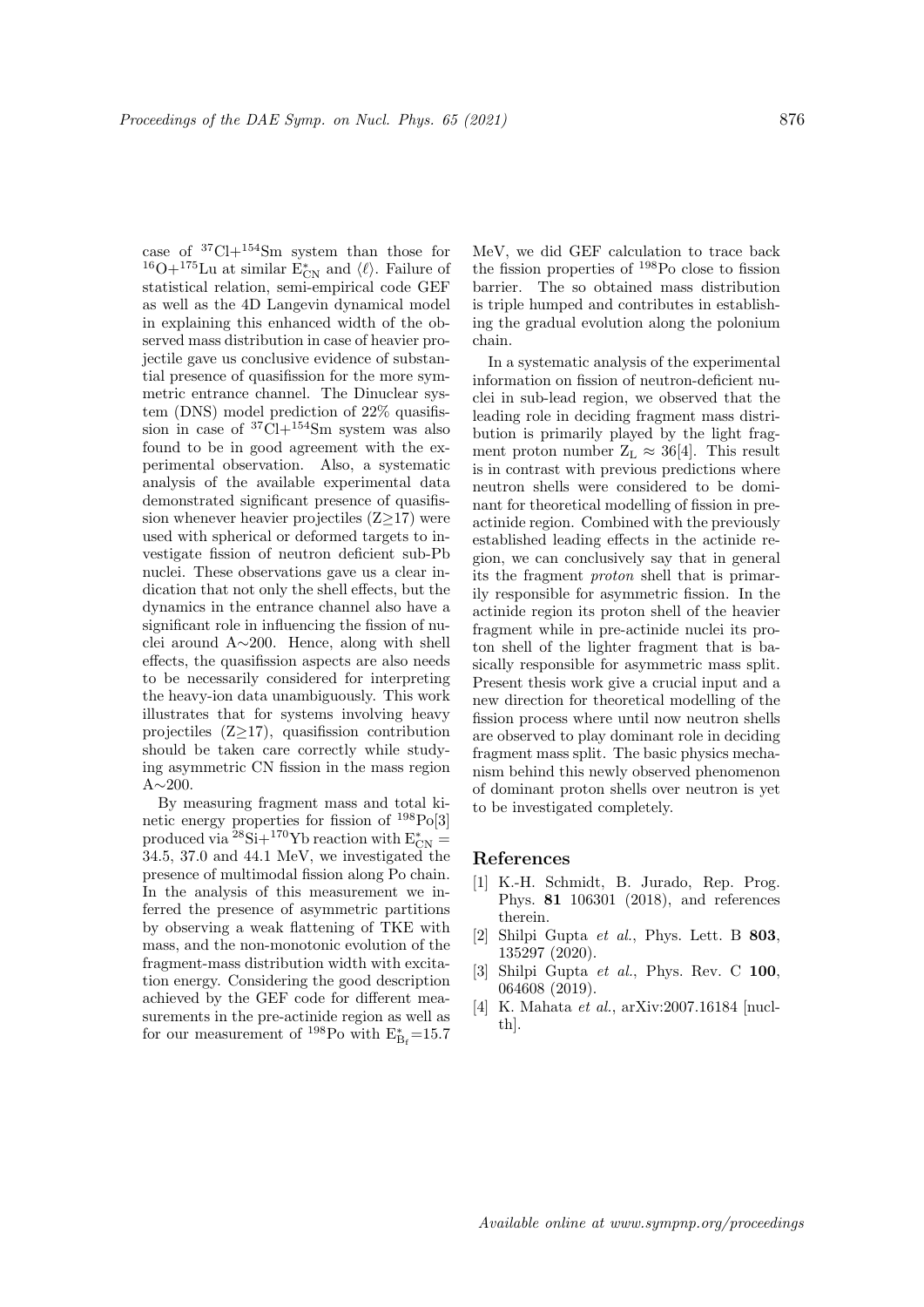case of $^{37}$Cl+$^{154}$Sm system than those for $^{16}$O+$^{175}$Lu at similar $E^*_{CN}$ and $\langle \ell \rangle$. Failure of statistical relation, semi-empirical code GEF as well as the 4D Langevin dynamical model in explaining this enhanced width of the observed mass distribution in case of heavier projectile gave us conclusive evidence of substantial presence of quasifission for the more symmetric entrance channel. The Dinuclear system (DNS) model prediction of 22% quasifission in case of $^{37}$Cl+$^{154}$Sm system was also found to be in good agreement with the experimental observation. Also, a systematic analysis of the available experimental data demonstrated significant presence of quasifission whenever heavier projectiles ($Z \geq 17$) were used with spherical or deformed targets to investigate fission of neutron deficient sub-Pb nuclei. These observations gave us a clear indication that not only the shell effects, but the dynamics in the entrance channel also have a significant role in influencing the fission of nuclei around A$\sim$200. Hence, along with shell effects, the quasifission aspects are also needs to be necessarily considered for interpreting the heavy-ion data unambiguously. This work illustrates that for systems involving heavy projectiles ($Z \geq 17$), quasifission contribution should be taken care correctly while studying asymmetric CN fission in the mass region A$\sim$200.

By measuring fragment mass and total kinetic energy properties for fission of $^{198}$Po[3] produced via $^{28}$Si+$^{170}$Yb reaction with $E^*_{CN}$ = 34.5, 37.0 and 44.1 MeV, we investigated the presence of multimodal fission along Po chain. In the analysis of this measurement we inferred the presence of asymmetric partitions by observing a weak flattening of TKE with mass, and the non-monotonic evolution of the fragment-mass distribution width with excitation energy. Considering the good description achieved by the GEF code for different measurements in the pre-actinide region as well as for our measurement of $^{198}$Po with $E^*_{B_f}$=15.7 MeV, we did GEF calculation to trace back the fission properties of $^{198}$Po close to fission barrier. The so obtained mass distribution is triple humped and contributes in establishing the gradual evolution along the polonium chain.

In a systematic analysis of the experimental information on fission of neutron-deficient nuclei in sub-lead region, we observed that the leading role in deciding fragment mass distribution is primarily played by the light fragment proton number $Z_L \approx 36$[4]. This result is in contrast with previous predictions where neutron shells were considered to be dominant for theoretical modelling of fission in pre-actinide region. Combined with the previously established leading effects in the actinide region, we can conclusively say that in general its the fragment *proton* shell that is primarily responsible for asymmetric fission. In the actinide region its proton shell of the heavier fragment while in pre-actinide nuclei its proton shell of the lighter fragment that is basically responsible for asymmetric mass split. Present thesis work give a crucial input and a new direction for theoretical modelling of the fission process where until now neutron shells are observed to play dominant role in deciding fragment mass split. The basic physics mechanism behind this newly observed phenomenon of dominant proton shells over neutron is yet to be investigated completely.

## References

[1] K.-H. Schmidt, B. Jurado, Rep. Prog. Phys. **81** 106301 (2018), and references therein.

[2] Shilpi Gupta *et al.*, Phys. Lett. B **803**, 135297 (2020).

[3] Shilpi Gupta *et al.*, Phys. Rev. C **100**, 064608 (2019).

[4] K. Mahata *et al.*, arXiv:2007.16184 [nucl-th].